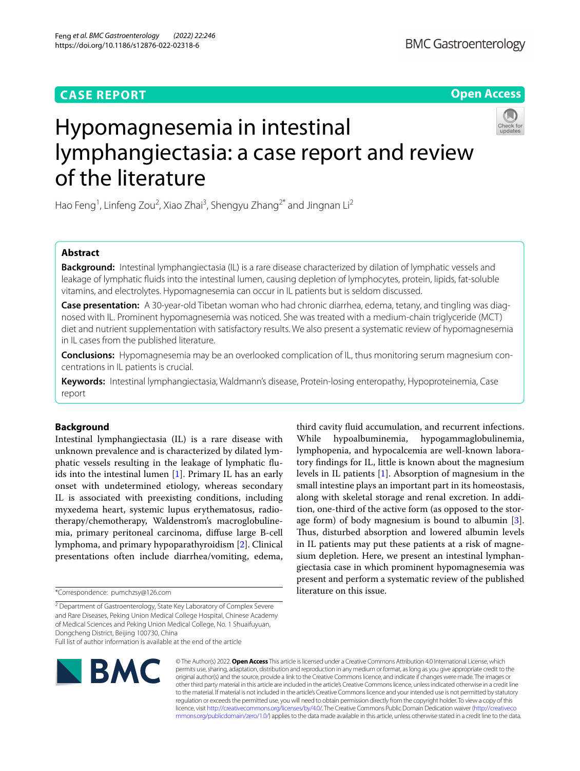CASE REPORT

Open Access

# Hypomagnesemia in intestinal lymphangiectasia: a case report and review of the literature

Hao Feng[1], Linfeng Zou[2], Xiao Zhai[3], Shengyu Zhang[2*] and Jingnan Li[2]

## Abstract

**Background:** Intestinal lymphangiectasia (IL) is a rare disease characterized by dilation of lymphatic vessels and leakage of lymphatic fluids into the intestinal lumen, causing depletion of lymphocytes, protein, lipids, fat-soluble vitamins, and electrolytes. Hypomagnesemia can occur in IL patients but is seldom discussed.

**Case presentation:** A 30-year-old Tibetan woman who had chronic diarrhea, edema, tetany, and tingling was diagnosed with IL. Prominent hypomagnesemia was noticed. She was treated with a medium-chain triglyceride (MCT) diet and nutrient supplementation with satisfactory results. We also present a systematic review of hypomagnesemia in IL cases from the published literature.

**Conclusions:** Hypomagnesemia may be an overlooked complication of IL, thus monitoring serum magnesium concentrations in IL patients is crucial.

**Keywords:** Intestinal lymphangiectasia, Waldmann's disease, Protein-losing enteropathy, Hypoproteinemia, Case report

## Background

Intestinal lymphangiectasia (IL) is a rare disease with unknown prevalence and is characterized by dilated lymphatic vessels resulting in the leakage of lymphatic fluids into the intestinal lumen [1]. Primary IL has an early onset with undetermined etiology, whereas secondary IL is associated with preexisting conditions, including myxedema heart, systemic lupus erythematosus, radiotherapy/chemotherapy, Waldenstrom's macroglobulinemia, primary peritoneal carcinoma, diffuse large B-cell lymphoma, and primary hypoparathyroidism [2]. Clinical presentations often include diarrhea/vomiting, edema, third cavity fluid accumulation, and recurrent infections. While hypoalbuminemia, hypogammaglobulinemia, lymphopenia, and hypocalcemia are well-known laboratory findings for IL, little is known about the magnesium levels in IL patients [1]. Absorption of magnesium in the small intestine plays an important part in its homeostasis, along with skeletal storage and renal excretion. In addition, one-third of the active form (as opposed to the storage form) of body magnesium is bound to albumin [3]. Thus, disturbed absorption and lowered albumin levels in IL patients may put these patients at a risk of magnesium depletion. Here, we present an intestinal lymphangiectasia case in which prominent hypomagnesemia was present and perform a systematic review of the published literature on this issue.

*Correspondence: pumchzsy@126.com

[2] Department of Gastroenterology, State Key Laboratory of Complex Severe and Rare Diseases, Peking Union Medical College Hospital, Chinese Academy of Medical Sciences and Peking Union Medical College, No. 1 Shuaifuyuan, Dongcheng District, Beijing 100730, China

Full list of author information is available at the end of the article

© The Author(s) 2022. **Open Access** This article is licensed under a Creative Commons Attribution 4.0 International License, which permits use, sharing, adaptation, distribution and reproduction in any medium or format, as long as you give appropriate credit to the original author(s) and the source, provide a link to the Creative Commons licence, and indicate if changes were made. The images or other third party material in this article are included in the article's Creative Commons licence, unless indicated otherwise in a credit line to the material. If material is not included in the article's Creative Commons licence and your intended use is not permitted by statutory regulation or exceeds the permitted use, you will need to obtain permission directly from the copyright holder. To view a copy of this licence, visit http://creativecommons.org/licenses/by/4.0/. The Creative Commons Public Domain Dedication waiver (http://creativecommons.org/publicdomain/zero/1.0/) applies to the data made available in this article, unless otherwise stated in a credit line to the data.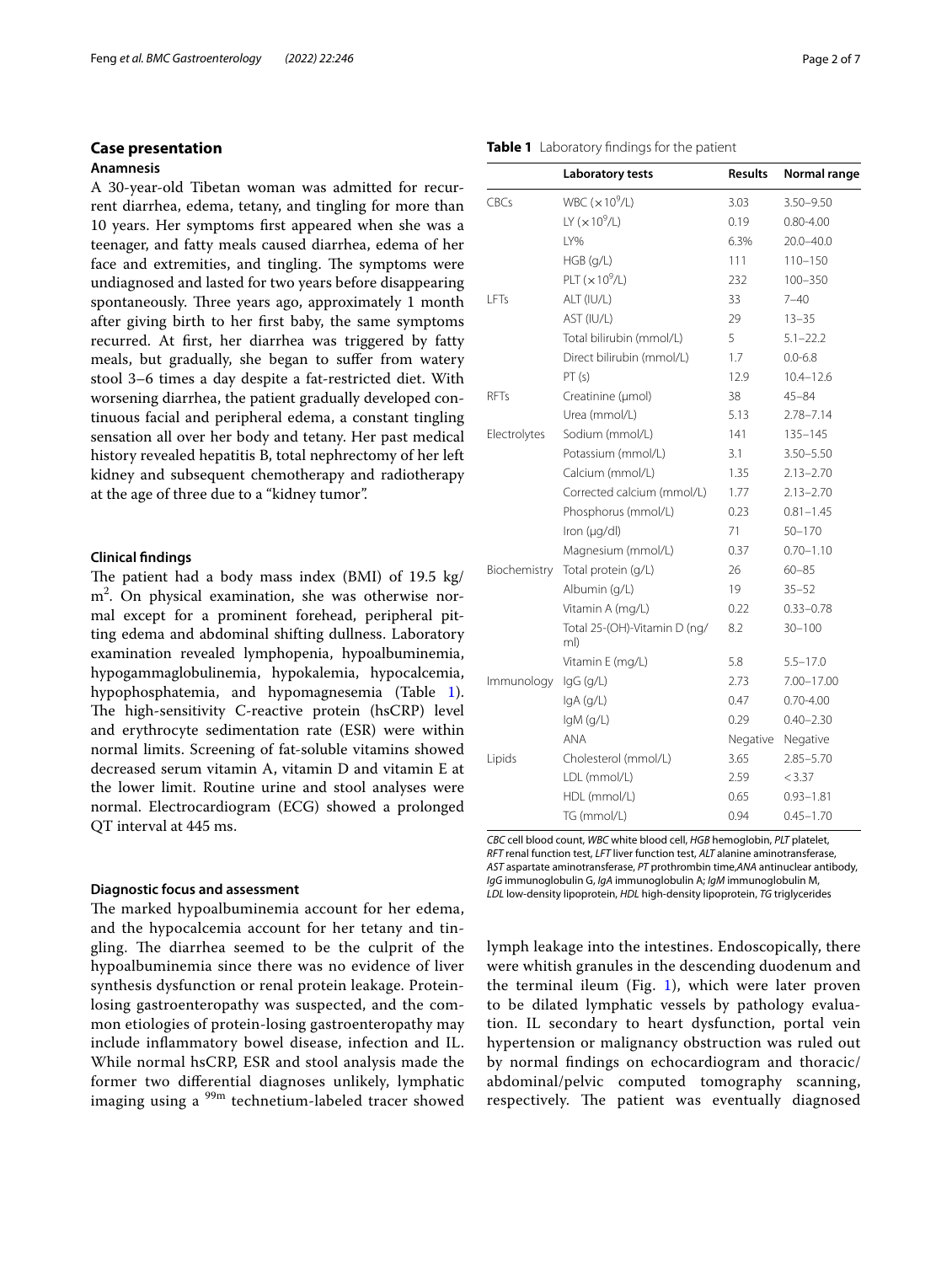## Case presentation

### Anamnesis

A 30-year-old Tibetan woman was admitted for recurrent diarrhea, edema, tetany, and tingling for more than 10 years. Her symptoms first appeared when she was a teenager, and fatty meals caused diarrhea, edema of her face and extremities, and tingling. The symptoms were undiagnosed and lasted for two years before disappearing spontaneously. Three years ago, approximately 1 month after giving birth to her first baby, the same symptoms recurred. At first, her diarrhea was triggered by fatty meals, but gradually, she began to suffer from watery stool 3–6 times a day despite a fat-restricted diet. With worsening diarrhea, the patient gradually developed continuous facial and peripheral edema, a constant tingling sensation all over her body and tetany. Her past medical history revealed hepatitis B, total nephrectomy of her left kidney and subsequent chemotherapy and radiotherapy at the age of three due to a "kidney tumor".

### Clinical findings

The patient had a body mass index (BMI) of 19.5 kg/m$^2$. On physical examination, she was otherwise normal except for a prominent forehead, peripheral pitting edema and abdominal shifting dullness. Laboratory examination revealed lymphopenia, hypoalbuminemia, hypogammaglobulinemia, hypokalemia, hypocalcemia, hypophosphatemia, and hypomagnesemia (Table 1). The high-sensitivity C-reactive protein (hsCRP) level and erythrocyte sedimentation rate (ESR) were within normal limits. Screening of fat-soluble vitamins showed decreased serum vitamin A, vitamin D and vitamin E at the lower limit. Routine urine and stool analyses were normal. Electrocardiogram (ECG) showed a prolonged QT interval at 445 ms.

### Diagnostic focus and assessment

The marked hypoalbuminemia account for her edema, and the hypocalcemia account for her tetany and tingling. The diarrhea seemed to be the culprit of the hypoalbuminemia since there was no evidence of liver synthesis dysfunction or renal protein leakage. Protein-losing gastroenteropathy was suspected, and the common etiologies of protein-losing gastroenteropathy may include inflammatory bowel disease, infection and IL. While normal hsCRP, ESR and stool analysis made the former two differential diagnoses unlikely, lymphatic imaging using a $^{99m}$ technetium-labeled tracer showed lymph leakage into the intestines. Endoscopically, there were whitish granules in the descending duodenum and the terminal ileum (Fig. 1), which were later proven to be dilated lymphatic vessels by pathology evaluation. IL secondary to heart dysfunction, portal vein hypertension or malignancy obstruction was ruled out by normal findings on echocardiogram and thoracic/abdominal/pelvic computed tomography scanning, respectively. The patient was eventually diagnosed

**Table 1** Laboratory findings for the patient

| | Laboratory tests | Results | Normal range |
|---|---|---|---|
| CBCs | WBC ($\times 10^9$/L) | 3.03 | 3.50–9.50 |
| | LY ($\times 10^9$/L) | 0.19 | 0.80-4.00 |
| | LY% | 6.3% | 20.0–40.0 |
| | HGB (g/L) | 111 | 110–150 |
| | PLT ($\times 10^9$/L) | 232 | 100–350 |
| LFTs | ALT (IU/L) | 33 | 7–40 |
| | AST (IU/L) | 29 | 13–35 |
| | Total bilirubin (mmol/L) | 5 | 5.1–22.2 |
| | Direct bilirubin (mmol/L) | 1.7 | 0.0-6.8 |
| | PT (s) | 12.9 | 10.4–12.6 |
| RFTs | Creatinine (μmol) | 38 | 45–84 |
| | Urea (mmol/L) | 5.13 | 2.78–7.14 |
| Electrolytes | Sodium (mmol/L) | 141 | 135–145 |
| | Potassium (mmol/L) | 3.1 | 3.50–5.50 |
| | Calcium (mmol/L) | 1.35 | 2.13–2.70 |
| | Corrected calcium (mmol/L) | 1.77 | 2.13–2.70 |
| | Phosphorus (mmol/L) | 0.23 | 0.81–1.45 |
| | Iron (μg/dl) | 71 | 50–170 |
| | Magnesium (mmol/L) | 0.37 | 0.70–1.10 |
| Biochemistry | Total protein (g/L) | 26 | 60–85 |
| | Albumin (g/L) | 19 | 35–52 |
| | Vitamin A (mg/L) | 0.22 | 0.33–0.78 |
| | Total 25-(OH)-Vitamin D (ng/ml) | 8.2 | 30–100 |
| | Vitamin E (mg/L) | 5.8 | 5.5–17.0 |
| Immunology | IgG (g/L) | 2.73 | 7.00–17.00 |
| | IgA (g/L) | 0.47 | 0.70-4.00 |
| | IgM (g/L) | 0.29 | 0.40–2.30 |
| | ANA | Negative | Negative |
| Lipids | Cholesterol (mmol/L) | 3.65 | 2.85–5.70 |
| | LDL (mmol/L) | 2.59 | < 3.37 |
| | HDL (mmol/L) | 0.65 | 0.93–1.81 |
| | TG (mmol/L) | 0.94 | 0.45–1.70 |

*CBC* cell blood count, *WBC* white blood cell, *HGB* hemoglobin, *PLT* platelet, *RFT* renal function test, *LFT* liver function test, *ALT* alanine aminotransferase, *AST* aspartate aminotransferase, *PT* prothrombin time, *ANA* antinuclear antibody, *IgG* immunoglobulin G, *IgA* immunoglobulin A; *IgM* immunoglobulin M, *LDL* low-density lipoprotein, *HDL* high-density lipoprotein, *TG* triglycerides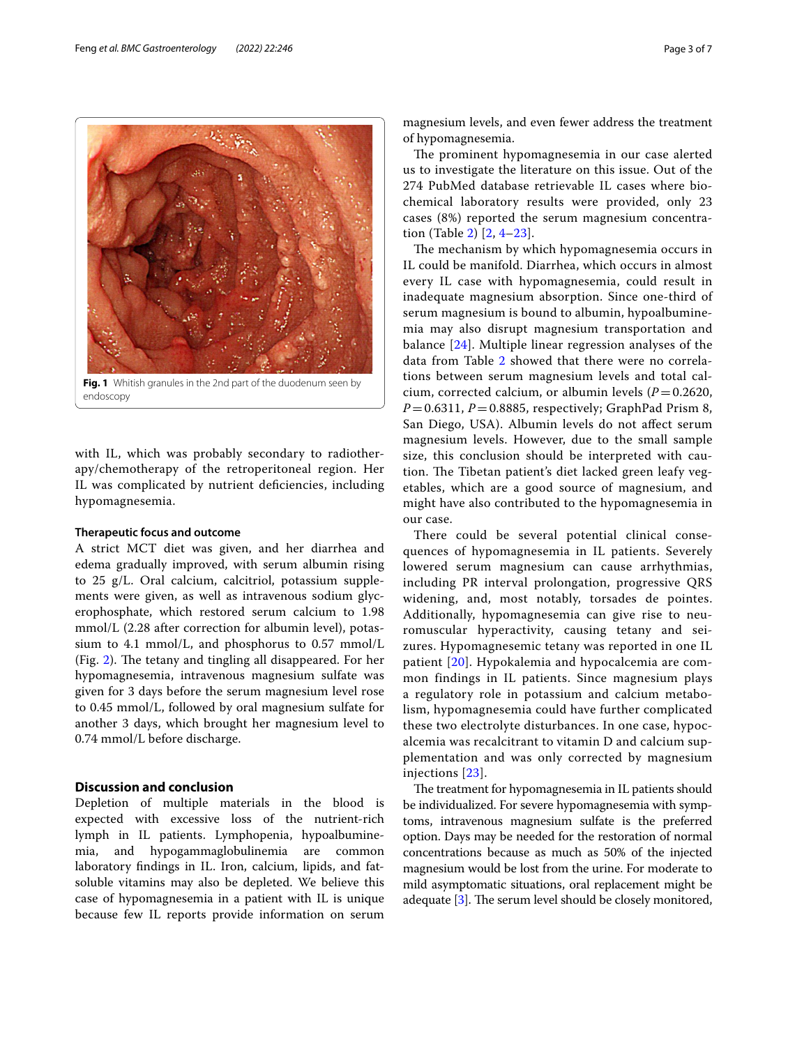Fig. 1 Whitish granules in the 2nd part of the duodenum seen by endoscopy

with IL, which was probably secondary to radiotherapy/chemotherapy of the retroperitoneal region. Her IL was complicated by nutrient deficiencies, including hypomagnesemia.

### Therapeutic focus and outcome

A strict MCT diet was given, and her diarrhea and edema gradually improved, with serum albumin rising to 25 g/L. Oral calcium, calcitriol, potassium supplements were given, as well as intravenous sodium glycerophosphate, which restored serum calcium to 1.98 mmol/L (2.28 after correction for albumin level), potassium to 4.1 mmol/L, and phosphorus to 0.57 mmol/L (Fig. 2). The tetany and tingling all disappeared. For her hypomagnesemia, intravenous magnesium sulfate was given for 3 days before the serum magnesium level rose to 0.45 mmol/L, followed by oral magnesium sulfate for another 3 days, which brought her magnesium level to 0.74 mmol/L before discharge.

## Discussion and conclusion

Depletion of multiple materials in the blood is expected with excessive loss of the nutrient-rich lymph in IL patients. Lymphopenia, hypoalbuminemia, and hypogammaglobulinemia are common laboratory findings in IL. Iron, calcium, lipids, and fat-soluble vitamins may also be depleted. We believe this case of hypomagnesemia in a patient with IL is unique because few IL reports provide information on serum magnesium levels, and even fewer address the treatment of hypomagnesemia.

The prominent hypomagnesemia in our case alerted us to investigate the literature on this issue. Out of the 274 PubMed database retrievable IL cases where biochemical laboratory results were provided, only 23 cases (8%) reported the serum magnesium concentration (Table 2) [2, 4–23].

The mechanism by which hypomagnesemia occurs in IL could be manifold. Diarrhea, which occurs in almost every IL case with hypomagnesemia, could result in inadequate magnesium absorption. Since one-third of serum magnesium is bound to albumin, hypoalbuminemia may also disrupt magnesium transportation and balance [24]. Multiple linear regression analyses of the data from Table 2 showed that there were no correlations between serum magnesium levels and total calcium, corrected calcium, or albumin levels ($P = 0.2620$, $P = 0.6311$, $P = 0.8885$, respectively; GraphPad Prism 8, San Diego, USA). Albumin levels do not affect serum magnesium levels. However, due to the small sample size, this conclusion should be interpreted with caution. The Tibetan patient's diet lacked green leafy vegetables, which are a good source of magnesium, and might have also contributed to the hypomagnesemia in our case.

There could be several potential clinical consequences of hypomagnesemia in IL patients. Severely lowered serum magnesium can cause arrhythmias, including PR interval prolongation, progressive QRS widening, and, most notably, torsades de pointes. Additionally, hypomagnesemia can give rise to neuromuscular hyperactivity, causing tetany and seizures. Hypomagnesemic tetany was reported in one IL patient [20]. Hypokalemia and hypocalcemia are common findings in IL patients. Since magnesium plays a regulatory role in potassium and calcium metabolism, hypomagnesemia could have further complicated these two electrolyte disturbances. In one case, hypocalcemia was recalcitrant to vitamin D and calcium supplementation and was only corrected by magnesium injections [23].

The treatment for hypomagnesemia in IL patients should be individualized. For severe hypomagnesemia with symptoms, intravenous magnesium sulfate is the preferred option. Days may be needed for the restoration of normal concentrations because as much as 50% of the injected magnesium would be lost from the urine. For moderate to mild asymptomatic situations, oral replacement might be adequate [3]. The serum level should be closely monitored,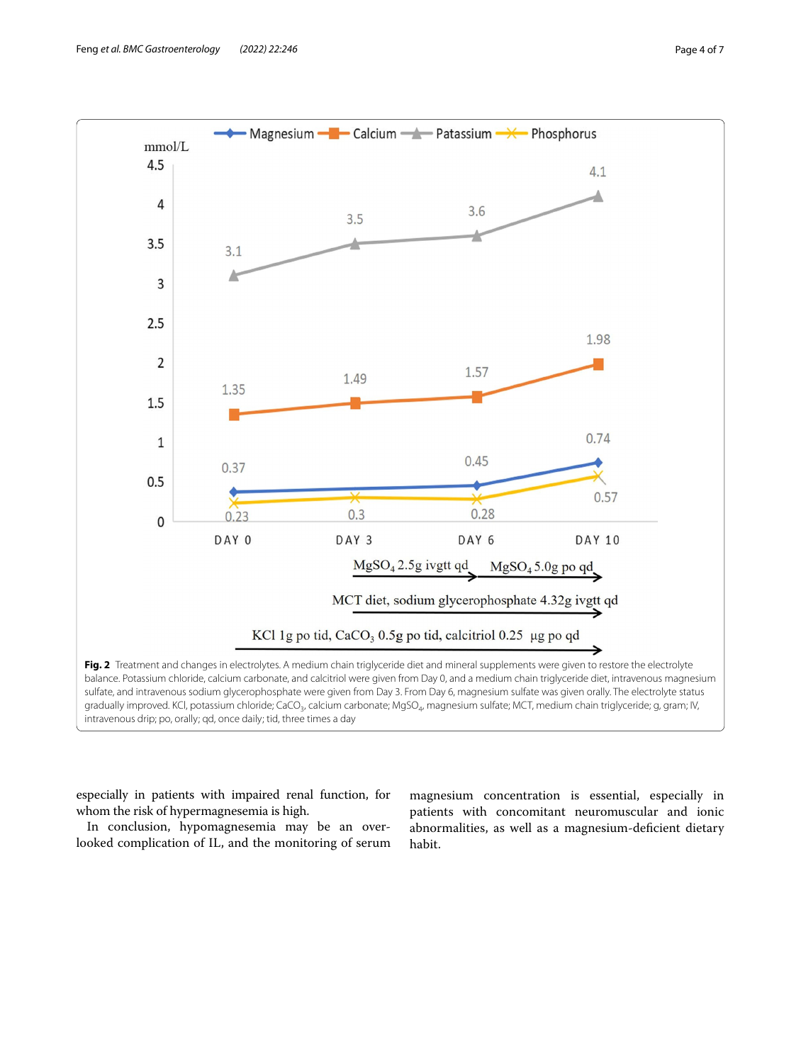**Fig. 2** Treatment and changes in electrolytes. A medium chain triglyceride diet and mineral supplements were given to restore the electrolyte balance. Potassium chloride, calcium carbonate, and calcitriol were given from Day 0, and a medium chain triglyceride diet, intravenous magnesium sulfate, and intravenous sodium glycerophosphate were given from Day 3. From Day 6, magnesium sulfate was given orally. The electrolyte status gradually improved. KCl, potassium chloride; $CaCO_3$, calcium carbonate; $MgSO_4$, magnesium sulfate; MCT, medium chain triglyceride; g, gram; IV, intravenous drip; po, orally; qd, once daily; tid, three times a day

especially in patients with impaired renal function, for whom the risk of hypermagnesemia is high.

In conclusion, hypomagnesemia may be an overlooked complication of IL, and the monitoring of serum magnesium concentration is essential, especially in patients with concomitant neuromuscular and ionic abnormalities, as well as a magnesium-deficient dietary habit.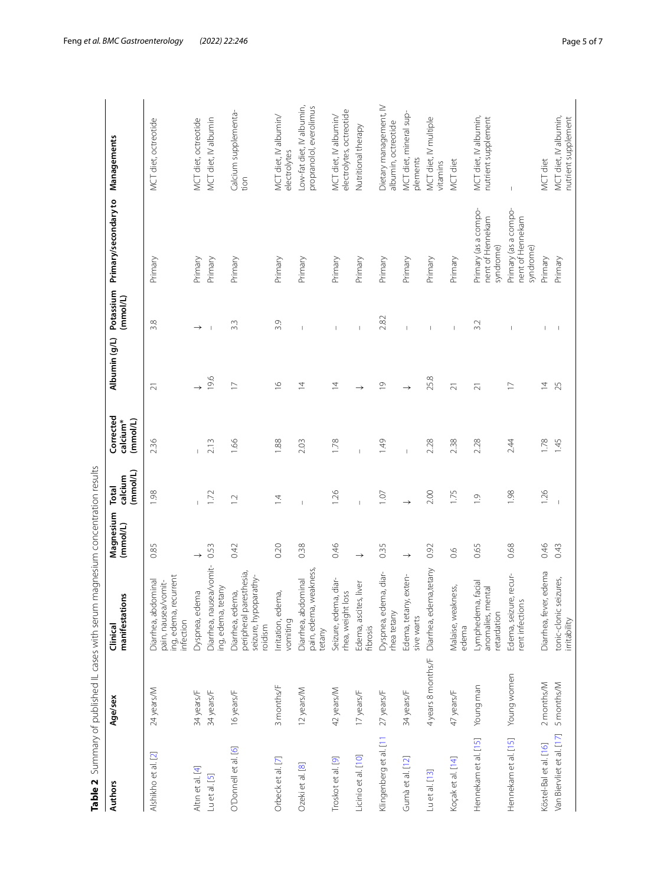**Table 2** Summary of published IL cases with serum magnesium concentration results

| Authors | Age/sex | Clinical manifestations | Magnesium (mmol/L) | Total calcium (mmol/L) | Corrected calcium* (mmol/L) | Albumin (g/L) | Potassium (mmol/L) | Primary/secondary to | Managements |
|---|---|---|---|---|---|---|---|---|---|
| Alshikho et al. [2] | 24 years/M | Diarrhea, abdominal pain, nausea/vomiting, edema, recurrent infection | 0.85 | 1.98 | 2.36 | 21 | 3.8 | Primary | MCT diet, octreotide |
| Altın et al. [4] | 34 years/F | Dyspnea, edema | ↓ | – | – | ↓ | ↓ | Primary | MCT diet, octreotide |
| Lu et al. [5] | 34 years/F | Diarrhea, nausea/vomiting, edema, tetany | 0.53 | 1.72 | 2.13 | 19.6 | – | Primary | MCT diet, IV albumin |
| O'Donnell et al. [6] | 16 years/F | Diarrhea, edema, peripheral paresthesia, seizure, hypoparathyroidism | 0.42 | 1.2 | 1.66 | 17 | 3.3 | Primary | Calcium supplementation |
| Orbeck et al. [7] | 3 months/F | Irritation, edema, vomiting | 0.20 | 1.4 | 1.88 | 16 | 3.9 | Primary | MCT diet, IV albumin/electrolytes |
| Ozeki et al. [8] | 12 years/M | Diarrhea, abdominal pain, edema, weakness, tetany | 0.38 | – | 2.03 | 14 | – | Primary | Low-fat diet, IV albumin, propranolol, everolimus |
| Troskot et al. [9] | 42 years/M | Seizure, edema, diarrhea, weight loss | 0.46 | 1.26 | 1.78 | 14 | – | Primary | MCT diet, IV albumin/electrolytes, octreotide |
| Licinio et al. [10] | 17 years/F | Edema, ascites, liver fibrosis | ↓ | – | – | ↓ | – | Primary | Nutritional therapy |
| Klingenberg et al. [11] | 27 years/F | Dyspnea, edema, diarrhea tetany | 0.35 | 1.07 | 1.49 | 19 | 2.82 | Primary | Dietary management, IV albumin, octreotide |
| Gumà et al. [12] | 34 years/F | Edema, tetany, extensive warts | ↓ | ↓ | – | ↓ | – | Primary | MCT diet, mineral supplements |
| Lu et al. [13] | 4 years 8 months/F | Diarrhea, edema,tetany | 0.92 | 2.00 | 2.28 | 25.8 | – | Primary | MCT diet, IV multiple vitamins |
| Koçak et al. [14] | 47 years/F | Malaise, weakness, edema | 0.6 | 1.75 | 2.38 | 21 | – | Primary | MCT diet |
| Hennekam et al. [15] | Young man | Lymphedema, facial anomalies, mental retardation | 0.65 | 1.9 | 2.28 | 21 | 3.2 | Primary (as a component of Hennekam syndrome) | MCT diet, IV albumin, nutrient supplement |
| Hennekam et al. [15] | Young women | Edema, seizure, recurrent infections | 0.68 | 1.98 | 2.44 | 17 | – | Primary (as a component of Hennekam syndrome) | – |
| Köstel-Bal et al. [16] | 2 months/M | Diarrhea, fever, edema | 0.46 | 1.26 | 1.78 | 14 | – | Primary | MCT diet |
| Van Biervliet et al. [17] | 5 months/M | tonic-clonic seizures, irritability | 0.43 | – | 1.45 | 25 | – | Primary | MCT diet, IV albumin, nutrient supplement |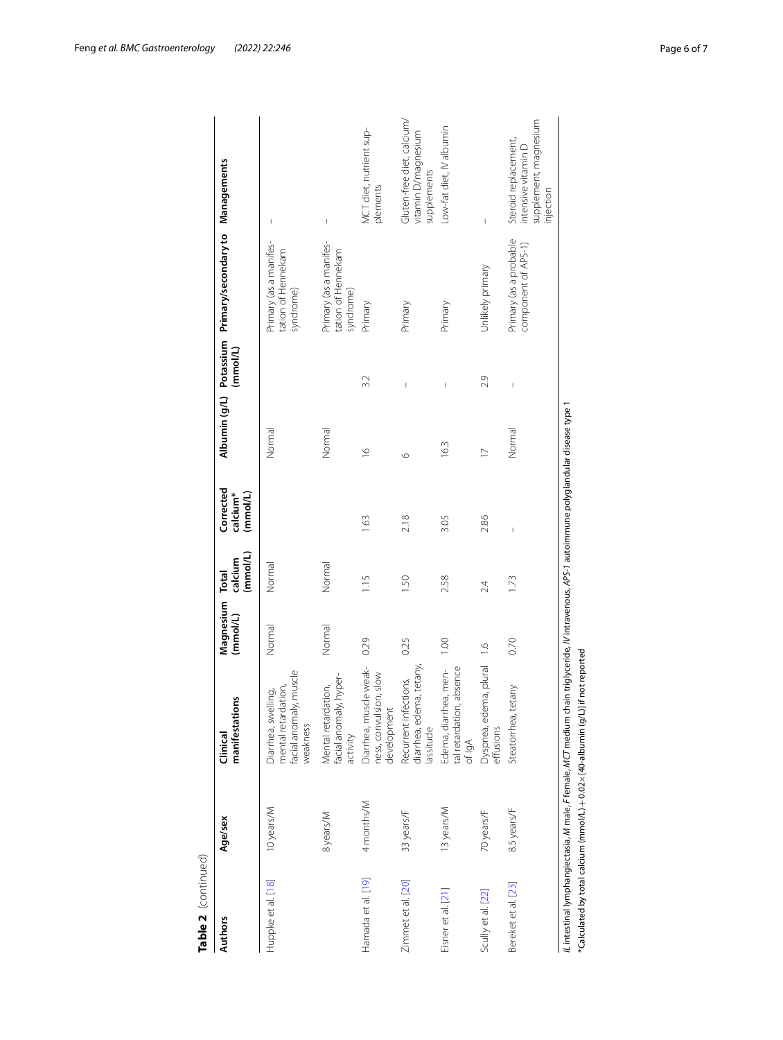**Table 2** (continued)

| Authors | Age/sex | Clinical manifestations | Magnesium (mmol/L) | Total calcium (mmol/L) | Corrected calcium* (mmol/L) | Albumin (g/L) | Potassium (mmol/L) | Primary/secondary to | Managements |
|---|---|---|---|---|---|---|---|---|---|
| Huppke et al. [18] | 10 years/M | Diarrhea, swelling, mental retardation, facial anomaly, muscle weakness | Normal | Normal | | Normal | | Primary (as a manifestation of Hennekam syndrome) | – |
| | 8 years/M | Mental retardation, facial anomaly, hyperactivity | Normal | Normal | | Normal | | Primary (as a manifestation of Hennekam syndrome) | – |
| Hamada et al. [19] | 4 months/M | Diarrhea, muscle weakness, convulsion, slow development | 0.29 | 1.15 | 1.63 | 16 | 3.2 | Primary | MCT diet, nutrient supplements |
| Zimmet et al. [20] | 33 years/F | Recurrent infections, diarrhea, edema, tetany, lassitude | 0.25 | 1.50 | 2.18 | 6 | – | Primary | Gluten-free diet, calcium/vitamin D/magnesium supplements |
| Eisner et al. [21] | 13 years/M | Edema, diarrhea, mental retardation, absence of IgA | 1.00 | 2.58 | 3.05 | 16.3 | – | Primary | Low-fat diet, IV albumin |
| Scully et al. [22] | 70 years/F | Dyspnea, edema, plural effusions | 1.6 | 2.4 | 2.86 | 17 | 2.9 | Unlikely primary | – |
| Bereket et al. [23] | 8.5 years/F | Steatorrhea, tetany | 0.70 | 1.73 | – | Normal | – | Primary (as a probable component of APS-1) | Steroid replacement, intensive vitamin D supplement, magnesium injection |

*IL* intestinal lymphangiectasia, *M* male, *F* female, *MCT* medium chain triglyceride, *IV* intravenous, *APS-1* autoimmune polyglandular disease type 1

*Calculated by total calcium (mmol/L) + 0.02 × [40-albumin (g/L)] if not reported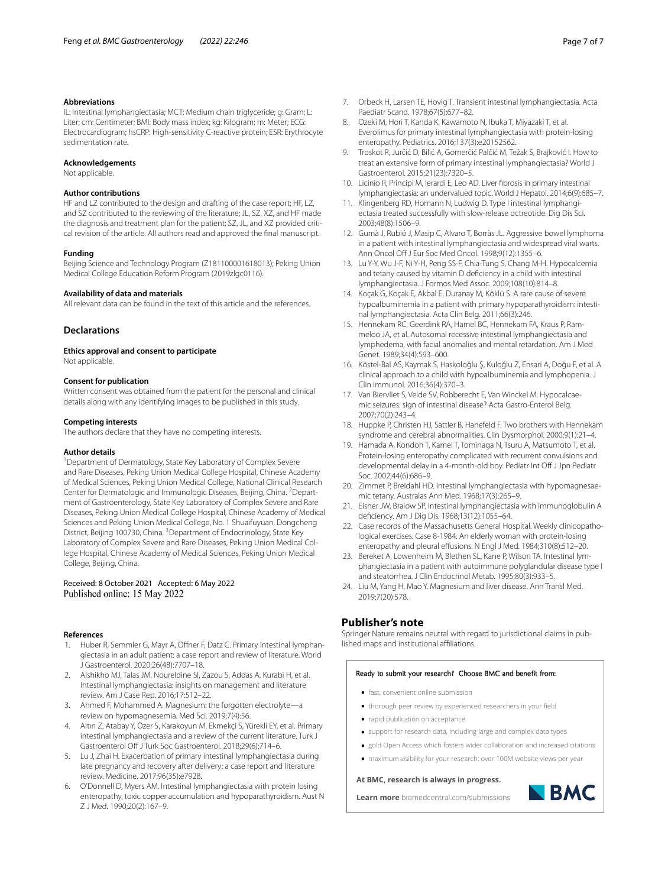### Abbreviations

IL: Intestinal lymphangiectasia; MCT: Medium chain triglyceride; g: Gram; L: Liter; cm: Centimeter; BMI: Body mass index; kg: Kilogram; m: Meter; ECG: Electrocardiogram; hsCRP: High-sensitivity C-reactive protein; ESR: Erythrocyte sedimentation rate.

### Acknowledgements

Not applicable.

### Author contributions

HF and LZ contributed to the design and drafting of the case report; HF, LZ, and SZ contributed to the reviewing of the literature; JL, SZ, XZ, and HF made the diagnosis and treatment plan for the patient; SZ, JL, and XZ provided critical revision of the article. All authors read and approved the final manuscript.

### Funding

Beijing Science and Technology Program (Z181100001618013); Peking Union Medical College Education Reform Program (2019zlgc0116).

### Availability of data and materials

All relevant data can be found in the text of this article and the references.

## Declarations

### Ethics approval and consent to participate

Not applicable.

### Consent for publication

Written consent was obtained from the patient for the personal and clinical details along with any identifying images to be published in this study.

### Competing interests

The authors declare that they have no competing interests.

### Author details

[1]Department of Dermatology, State Key Laboratory of Complex Severe and Rare Diseases, Peking Union Medical College Hospital, Chinese Academy of Medical Sciences, Peking Union Medical College, National Clinical Research Center for Dermatologic and Immunologic Diseases, Beijing, China. [2]Department of Gastroenterology, State Key Laboratory of Complex Severe and Rare Diseases, Peking Union Medical College Hospital, Chinese Academy of Medical Sciences and Peking Union Medical College, No. 1 Shuaifuyuan, Dongcheng District, Beijing 100730, China. [3]Department of Endocrinology, State Key Laboratory of Complex Severe and Rare Diseases, Peking Union Medical College Hospital, Chinese Academy of Medical Sciences, Peking Union Medical College, Beijing, China.

Received: 8 October 2021 Accepted: 6 May 2022
Published online: 15 May 2022

### References

1. Huber R, Semmler G, Mayr A, Offner F, Datz C. Primary intestinal lymphangiectasia in an adult patient: a case report and review of literature. World J Gastroenterol. 2020;26(48):7707–18.
2. Alshikho MJ, Talas JM, Noureldine SI, Zazou S, Addas A, Kurabi H, et al. Intestinal lymphangiectasia: insights on management and literature review. Am J Case Rep. 2016;17:512–22.
3. Ahmed F, Mohammed A. Magnesium: the forgotten electrolyte—a review on hypomagnesemia. Med Sci. 2019;7(4):56.
4. Altın Z, Atabay Y, Özer S, Karakoyun M, Ekmekçi S, Yürekli EY, et al. Primary intestinal lymphangiectasia and a review of the current literature. Turk J Gastroenterol Off J Turk Soc Gastroenterol. 2018;29(6):714–6.
5. Lu J, Zhai H. Exacerbation of primary intestinal lymphangiectasia during late pregnancy and recovery after delivery: a case report and literature review. Medicine. 2017;96(35):e7928.
6. O'Donnell D, Myers AM. Intestinal lymphangiectasia with protein losing enteropathy, toxic copper accumulation and hypoparathyroidism. Aust N Z J Med. 1990;20(2):167–9.
7. Orbeck H, Larsen TE, Hovig T. Transient intestinal lymphangiectasia. Acta Paediatr Scand. 1978;67(5):677–82.
8. Ozeki M, Hori T, Kanda K, Kawamoto N, Ibuka T, Miyazaki T, et al. Everolimus for primary intestinal lymphangiectasia with protein-losing enteropathy. Pediatrics. 2016;137(3):e20152562.
9. Troskot R, Jurčić D, Bilić A, Gomerčić Palčić M, Težak S, Brajković I. How to treat an extensive form of primary intestinal lymphangiectasia? World J Gastroenterol. 2015;21(23):7320–5.
10. Licinio R, Principi M, Ierardi E, Leo AD. Liver fibrosis in primary intestinal lymphangiectasia: an undervalued topic. World J Hepatol. 2014;6(9):685–7.
11. Klingenberg RD, Homann N, Ludwig D. Type I intestinal lymphangiectasia treated successfully with slow-release octreotide. Dig Dis Sci. 2003;48(8):1506–9.
12. Gumà J, Rubió J, Masip C, Alvaro T, Borràs JL. Aggressive bowel lymphoma in a patient with intestinal lymphangiectasia and widespread viral warts. Ann Oncol Off J Eur Soc Med Oncol. 1998;9(12):1355–6.
13. Lu Y-Y, Wu J-F, Ni Y-H, Peng SS-F, Chia-Tung S, Chang M-H. Hypocalcemia and tetany caused by vitamin D deficiency in a child with intestinal lymphangiectasia. J Formos Med Assoc. 2009;108(10):814–8.
14. Koçak G, Koçak E, Akbal E, Duranay M, Köklü S. A rare cause of severe hypoalbuminemia in a patient with primary hypoparathyroidism: intestinal lymphangiectasia. Acta Clin Belg. 2011;66(3):246.
15. Hennekam RC, Geerdink RA, Hamel BC, Hennekam FA, Kraus P, Rammeloo JA, et al. Autosomal recessive intestinal lymphangiectasia and lymphedema, with facial anomalies and mental retardation. Am J Med Genet. 1989;34(4):593–600.
16. Köstel-Bal AS, Kaymak S, Haskoloğlu Ş, Kuloğlu Z, Ensari A, Doğu F, et al. A clinical approach to a child with hypoalbuminemia and lymphopenia. J Clin Immunol. 2016;36(4):370–3.
17. Van Biervliet S, Velde SV, Robberecht E, Van Winckel M. Hypocalcaemic seizures: sign of intestinal disease? Acta Gastro-Enterol Belg. 2007;70(2):243–4.
18. Huppke P, Christen HJ, Sattler B, Hanefeld F. Two brothers with Hennekam syndrome and cerebral abnormalities. Clin Dysmorphol. 2000;9(1):21–4.
19. Hamada A, Kondoh T, Kamei T, Tominaga N, Tsuru A, Matsumoto T, et al. Protein-losing enteropathy complicated with recurrent convulsions and developmental delay in a 4-month-old boy. Pediatr Int Off J Jpn Pediatr Soc. 2002;44(6):686–9.
20. Zimmet P, Breidahl HD. Intestinal lymphangiectasia with hypomagnesaemic tetany. Australas Ann Med. 1968;17(3):265–9.
21. Eisner JW, Bralow SP. Intestinal lymphangiectasia with immunoglobulin A deficiency. Am J Dig Dis. 1968;13(12):1055–64.
22. Case records of the Massachusetts General Hospital. Weekly clinicopathological exercises. Case 8-1984. An elderly woman with protein-losing enteropathy and pleural effusions. N Engl J Med. 1984;310(8):512–20.
23. Bereket A, Lowenheim M, Blethen SL, Kane P, Wilson TA. Intestinal lymphangiectasia in a patient with autoimmune polyglandular disease type I and steatorrhea. J Clin Endocrinol Metab. 1995;80(3):933–5.
24. Liu M, Yang H, Mao Y. Magnesium and liver disease. Ann Transl Med. 2019;7(20):578.

## Publisher's note

Springer Nature remains neutral with regard to jurisdictional claims in published maps and institutional affiliations.

Ready to submit your research? Choose BMC and benefit from:

- fast, convenient online submission
- thorough peer review by experienced researchers in your field
- rapid publication on acceptance
- support for research data, including large and complex data types
- gold Open Access which fosters wider collaboration and increased citations
- maximum visibility for your research: over 100M website views per year

**At BMC, research is always in progress.**

**Learn more** biomedcentral.com/submissions

BMC